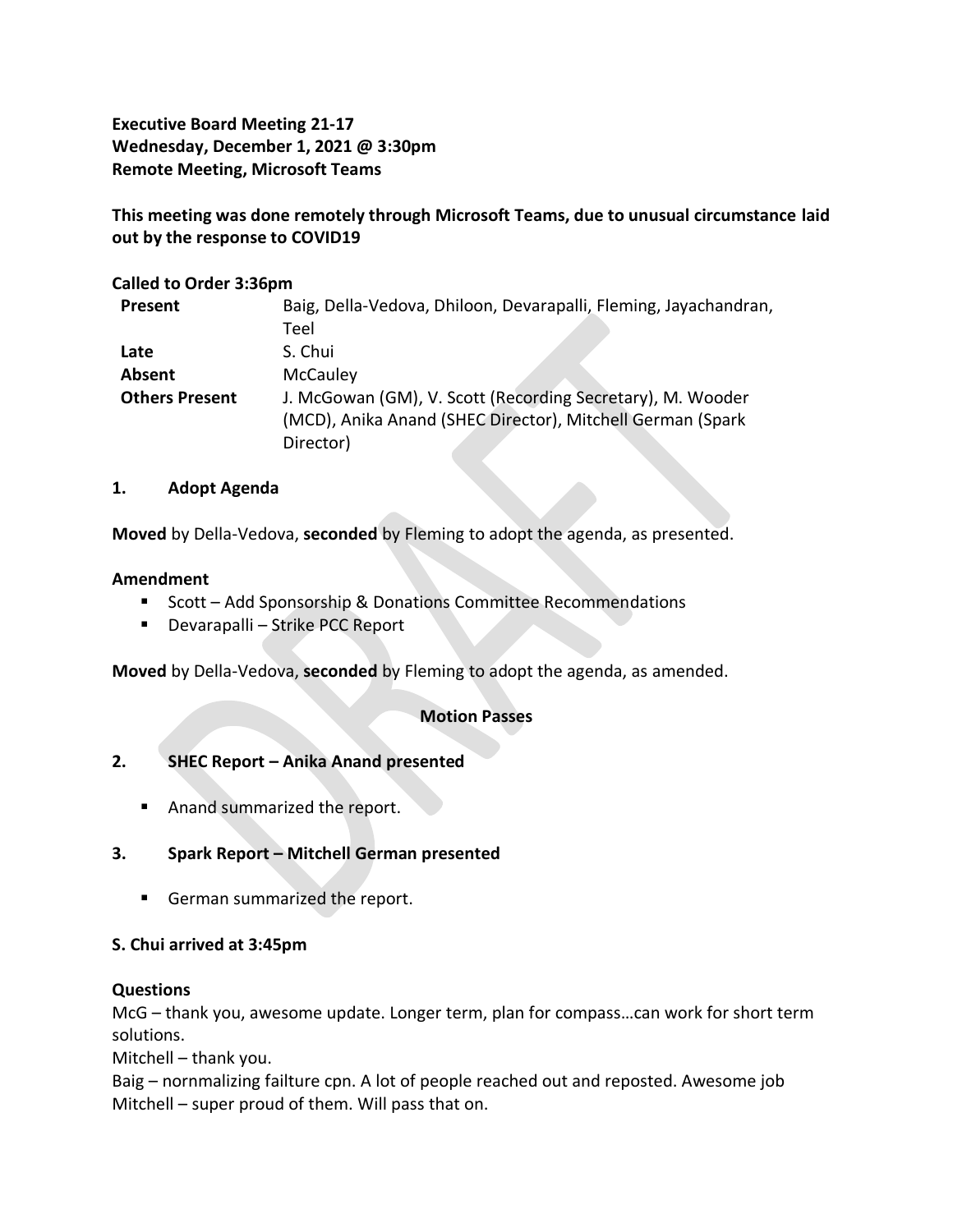**Executive Board Meeting 21-17**
**Wednesday, December 1, 2021 @ 3:30pm**
**Remote Meeting, Microsoft Teams**

**This meeting was done remotely through Microsoft Teams, due to unusual circumstance laid out by the response to COVID19**

**Called to Order 3:36pm**

| | |
|---|---|
| **Present** | Baig, Della-Vedova, Dhiloon, Devarapalli, Fleming, Jayachandran, Teel |
| **Late** | S. Chui |
| **Absent** | McCauley |
| **Others Present** | J. McGowan (GM), V. Scott (Recording Secretary), M. Wooder (MCD), Anika Anand (SHEC Director), Mitchell German (Spark Director) |

## 1. Adopt Agenda

**Moved** by Della-Vedova, **seconded** by Fleming to adopt the agenda, as presented.

**Amendment**

- Scott – Add Sponsorship & Donations Committee Recommendations
- Devarapalli – Strike PCC Report

**Moved** by Della-Vedova, **seconded** by Fleming to adopt the agenda, as amended.

**Motion Passes**

## 2. SHEC Report – Anika Anand presented

- Anand summarized the report.

## 3. Spark Report – Mitchell German presented

- German summarized the report.

**S. Chui arrived at 3:45pm**

**Questions**

McG – thank you, awesome update. Longer term, plan for compass…can work for short term solutions.

Mitchell – thank you.

Baig – nornmalizing failture cpn. A lot of people reached out and reposted. Awesome job

Mitchell – super proud of them. Will pass that on.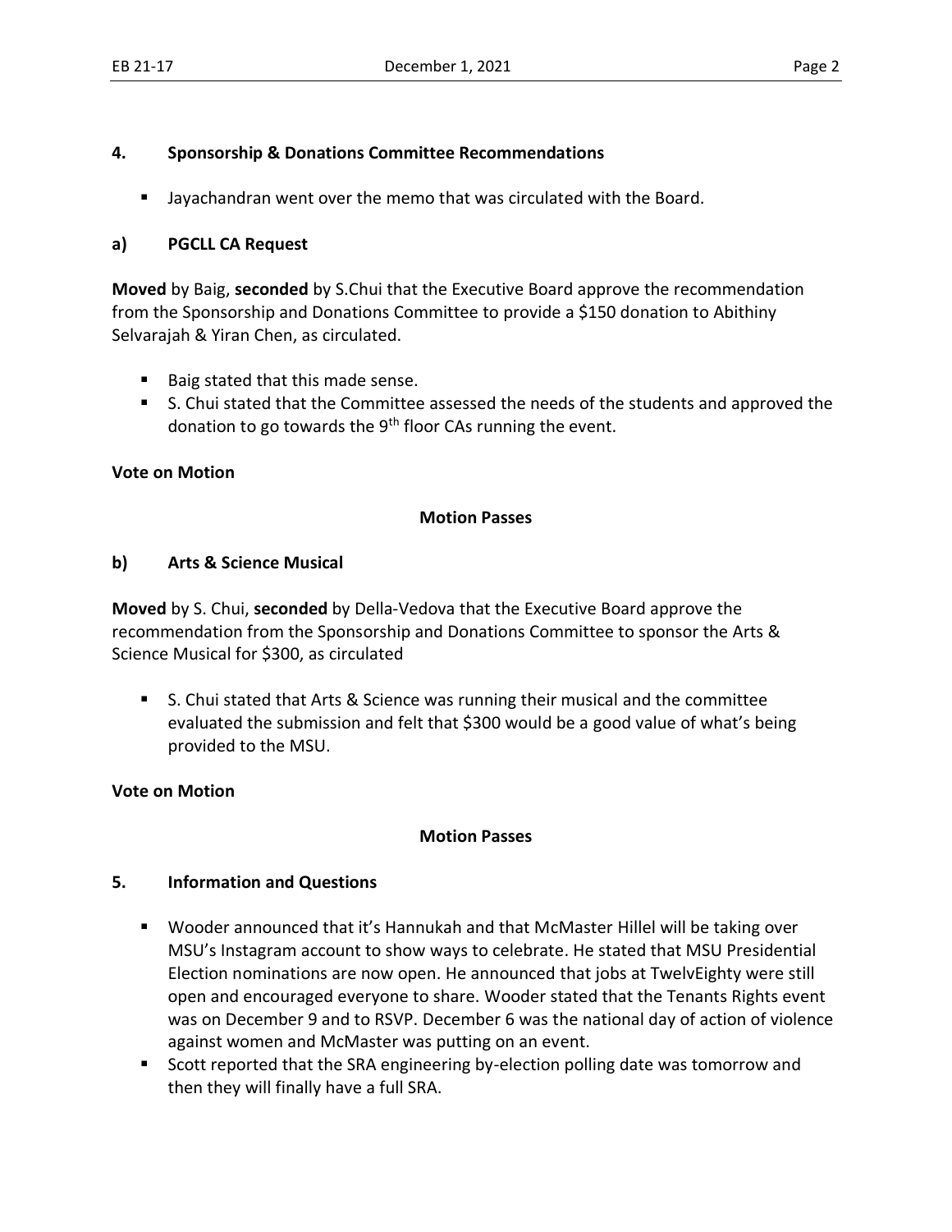## 4. Sponsorship & Donations Committee Recommendations

- Jayachandran went over the memo that was circulated with the Board.

### a) PGCLL CA Request

**Moved** by Baig, **seconded** by S.Chui that the Executive Board approve the recommendation from the Sponsorship and Donations Committee to provide a $150 donation to Abithiny Selvarajah & Yiran Chen, as circulated.

- Baig stated that this made sense.
- S. Chui stated that the Committee assessed the needs of the students and approved the donation to go towards the 9th floor CAs running the event.

**Vote on Motion**

**Motion Passes**

### b) Arts & Science Musical

**Moved** by S. Chui, **seconded** by Della-Vedova that the Executive Board approve the recommendation from the Sponsorship and Donations Committee to sponsor the Arts & Science Musical for $300, as circulated

- S. Chui stated that Arts & Science was running their musical and the committee evaluated the submission and felt that $300 would be a good value of what's being provided to the MSU.

**Vote on Motion**

**Motion Passes**

## 5. Information and Questions

- Wooder announced that it's Hannukah and that McMaster Hillel will be taking over MSU's Instagram account to show ways to celebrate. He stated that MSU Presidential Election nominations are now open. He announced that jobs at TwelvEighty were still open and encouraged everyone to share. Wooder stated that the Tenants Rights event was on December 9 and to RSVP. December 6 was the national day of action of violence against women and McMaster was putting on an event.
- Scott reported that the SRA engineering by-election polling date was tomorrow and then they will finally have a full SRA.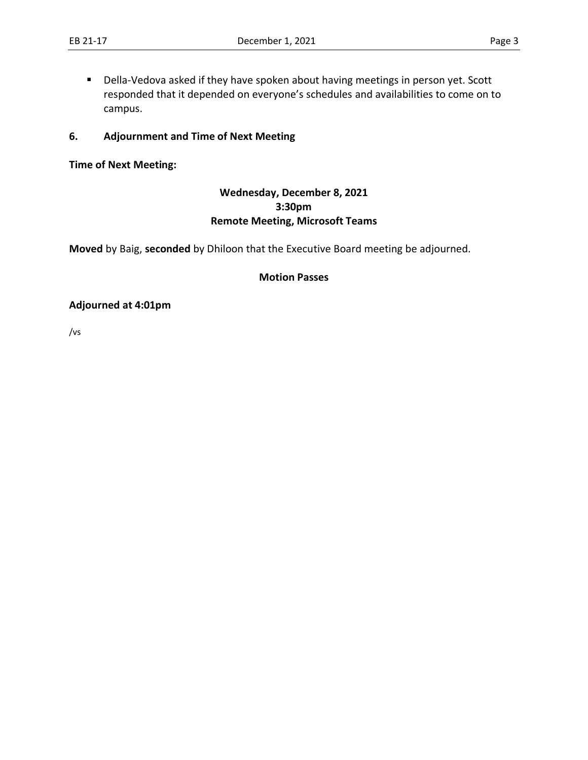- Della-Vedova asked if they have spoken about having meetings in person yet. Scott responded that it depended on everyone's schedules and availabilities to come on to campus.

## 6. Adjournment and Time of Next Meeting

**Time of Next Meeting:**

**Wednesday, December 8, 2021**
**3:30pm**
**Remote Meeting, Microsoft Teams**

**Moved** by Baig, **seconded** by Dhiloon that the Executive Board meeting be adjourned.

**Motion Passes**

**Adjourned at 4:01pm**

/vs